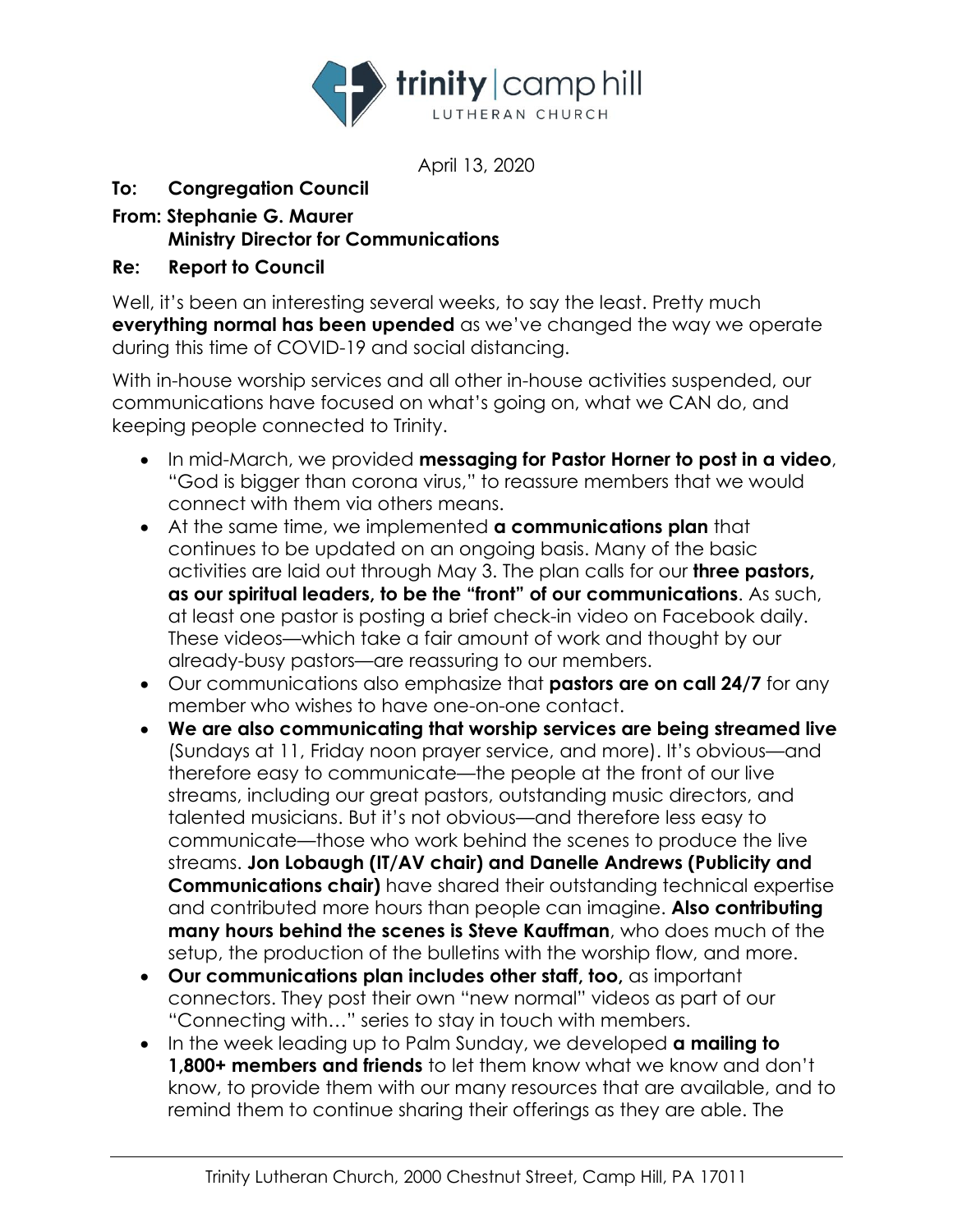trinity | camp hill
LUTHERAN CHURCH

April 13, 2020

**To: Congregation Council**

**From: Stephanie G. Maurer**
**Ministry Director for Communications**

**Re: Report to Council**

Well, it's been an interesting several weeks, to say the least. Pretty much **everything normal has been upended** as we've changed the way we operate during this time of COVID-19 and social distancing.

With in-house worship services and all other in-house activities suspended, our communications have focused on what's going on, what we CAN do, and keeping people connected to Trinity.

- In mid-March, we provided **messaging for Pastor Horner to post in a video**, "God is bigger than corona virus," to reassure members that we would connect with them via others means.
- At the same time, we implemented **a communications plan** that continues to be updated on an ongoing basis. Many of the basic activities are laid out through May 3. The plan calls for our **three pastors, as our spiritual leaders, to be the "front" of our communications**. As such, at least one pastor is posting a brief check-in video on Facebook daily. These videos—which take a fair amount of work and thought by our already-busy pastors—are reassuring to our members.
- Our communications also emphasize that **pastors are on call 24/7** for any member who wishes to have one-on-one contact.
- **We are also communicating that worship services are being streamed live** (Sundays at 11, Friday noon prayer service, and more). It's obvious—and therefore easy to communicate—the people at the front of our live streams, including our great pastors, outstanding music directors, and talented musicians. But it's not obvious—and therefore less easy to communicate—those who work behind the scenes to produce the live streams. **Jon Lobaugh (IT/AV chair) and Danelle Andrews (Publicity and Communications chair)** have shared their outstanding technical expertise and contributed more hours than people can imagine. **Also contributing many hours behind the scenes is Steve Kauffman**, who does much of the setup, the production of the bulletins with the worship flow, and more.
- **Our communications plan includes other staff, too,** as important connectors. They post their own "new normal" videos as part of our "Connecting with…" series to stay in touch with members.
- In the week leading up to Palm Sunday, we developed **a mailing to 1,800+ members and friends** to let them know what we know and don't know, to provide them with our many resources that are available, and to remind them to continue sharing their offerings as they are able. The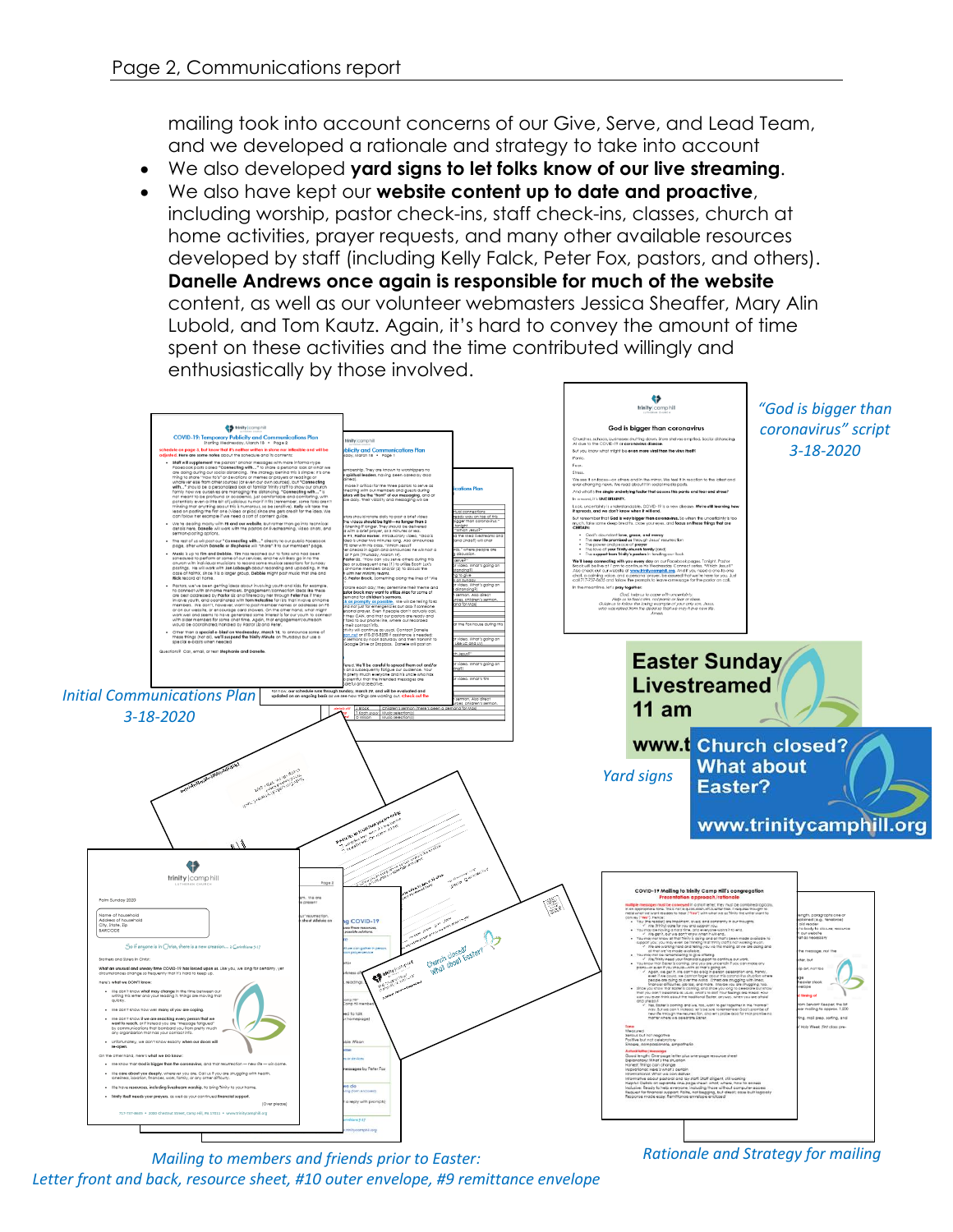mailing took into account concerns of our Give, Serve, and Lead Team, and we developed a rationale and strategy to take into account

- We also developed **yard signs to let folks know of our live streaming**.
- We also have kept our **website content up to date and proactive**, including worship, pastor check-ins, staff check-ins, classes, church at home activities, prayer requests, and many other available resources developed by staff (including Kelly Falck, Peter Fox, pastors, and others). **Danelle Andrews once again is responsible for much of the website** content, as well as our volunteer webmasters Jessica Sheaffer, Mary Alin Lubold, and Tom Kautz. Again, it's hard to convey the amount of time spent on these activities and the time contributed willingly and enthusiastically by those involved.

*Initial Communications Plan 3-18-2020*

*"God is bigger than coronavirus" script 3-18-2020*

*Yard signs*

Easter Sunday Livestreamed 11 am

Church closed? What about Easter?

www.trinitycamphill.org

*Mailing to members and friends prior to Easter: Letter front and back, resource sheet, #10 outer envelope, #9 remittance envelope*

*Rationale and Strategy for mailing*